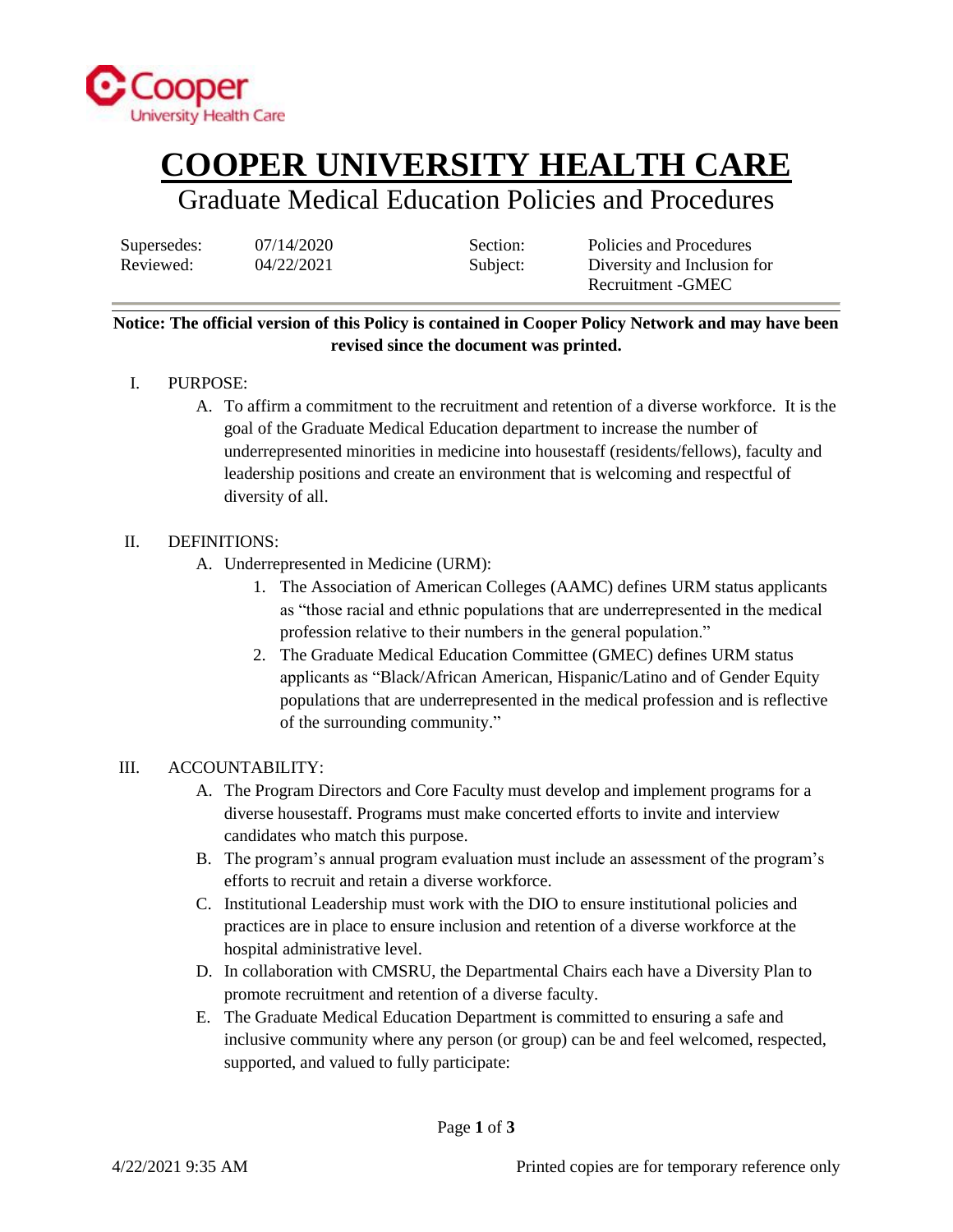# COOPER UNIVERSITY HEALTH CARE

## Graduate Medical Education Policies and Procedures

| | | | |
|---|---|---|---|
| Supersedes: | 07/14/2020 | Section: | Policies and Procedures |
| Reviewed: | 04/22/2021 | Subject: | Diversity and Inclusion for Recruitment -GMEC |

**Notice: The official version of this Policy is contained in Cooper Policy Network and may have been revised since the document was printed.**

I. PURPOSE:

   A. To affirm a commitment to the recruitment and retention of a diverse workforce. It is the goal of the Graduate Medical Education department to increase the number of underrepresented minorities in medicine into housestaff (residents/fellows), faculty and leadership positions and create an environment that is welcoming and respectful of diversity of all.

II. DEFINITIONS:

   A. Underrepresented in Medicine (URM):

      1. The Association of American Colleges (AAMC) defines URM status applicants as "those racial and ethnic populations that are underrepresented in the medical profession relative to their numbers in the general population."

      2. The Graduate Medical Education Committee (GMEC) defines URM status applicants as "Black/African American, Hispanic/Latino and of Gender Equity populations that are underrepresented in the medical profession and is reflective of the surrounding community."

III. ACCOUNTABILITY:

   A. The Program Directors and Core Faculty must develop and implement programs for a diverse housestaff. Programs must make concerted efforts to invite and interview candidates who match this purpose.

   B. The program's annual program evaluation must include an assessment of the program's efforts to recruit and retain a diverse workforce.

   C. Institutional Leadership must work with the DIO to ensure institutional policies and practices are in place to ensure inclusion and retention of a diverse workforce at the hospital administrative level.

   D. In collaboration with CMSRU, the Departmental Chairs each have a Diversity Plan to promote recruitment and retention of a diverse faculty.

   E. The Graduate Medical Education Department is committed to ensuring a safe and inclusive community where any person (or group) can be and feel welcomed, respected, supported, and valued to fully participate: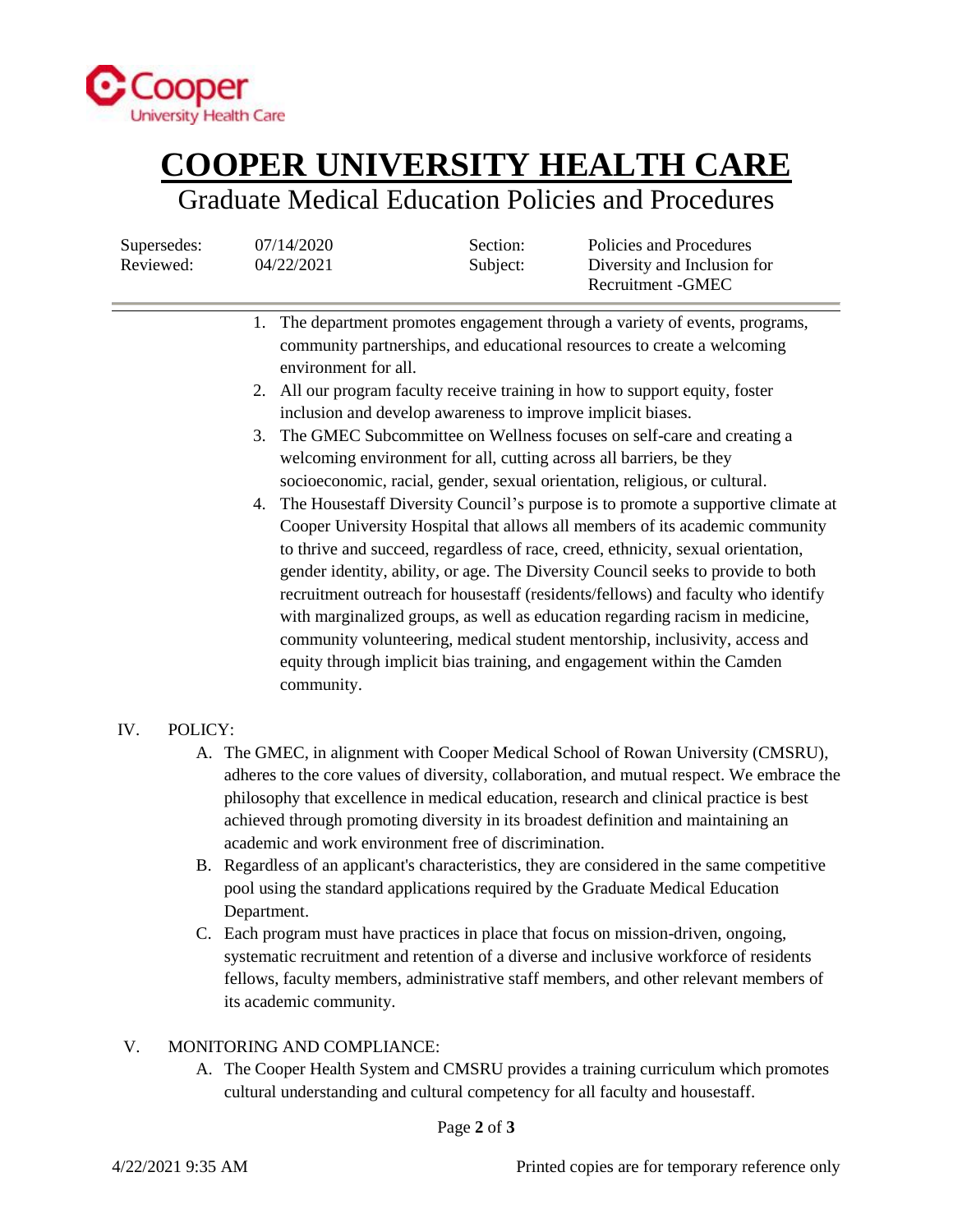1. The department promotes engagement through a variety of events, programs, community partnerships, and educational resources to create a welcoming environment for all.
2. All our program faculty receive training in how to support equity, foster inclusion and develop awareness to improve implicit biases.
3. The GMEC Subcommittee on Wellness focuses on self-care and creating a welcoming environment for all, cutting across all barriers, be they socioeconomic, racial, gender, sexual orientation, religious, or cultural.
4. The Housestaff Diversity Council's purpose is to promote a supportive climate at Cooper University Hospital that allows all members of its academic community to thrive and succeed, regardless of race, creed, ethnicity, sexual orientation, gender identity, ability, or age. The Diversity Council seeks to provide to both recruitment outreach for housestaff (residents/fellows) and faculty who identify with marginalized groups, as well as education regarding racism in medicine, community volunteering, medical student mentorship, inclusivity, access and equity through implicit bias training, and engagement within the Camden community.

## IV. POLICY:

A. The GMEC, in alignment with Cooper Medical School of Rowan University (CMSRU), adheres to the core values of diversity, collaboration, and mutual respect. We embrace the philosophy that excellence in medical education, research and clinical practice is best achieved through promoting diversity in its broadest definition and maintaining an academic and work environment free of discrimination.

B. Regardless of an applicant's characteristics, they are considered in the same competitive pool using the standard applications required by the Graduate Medical Education Department.

C. Each program must have practices in place that focus on mission-driven, ongoing, systematic recruitment and retention of a diverse and inclusive workforce of residents fellows, faculty members, administrative staff members, and other relevant members of its academic community.

## V. MONITORING AND COMPLIANCE:

A. The Cooper Health System and CMSRU provides a training curriculum which promotes cultural understanding and cultural competency for all faculty and housestaff.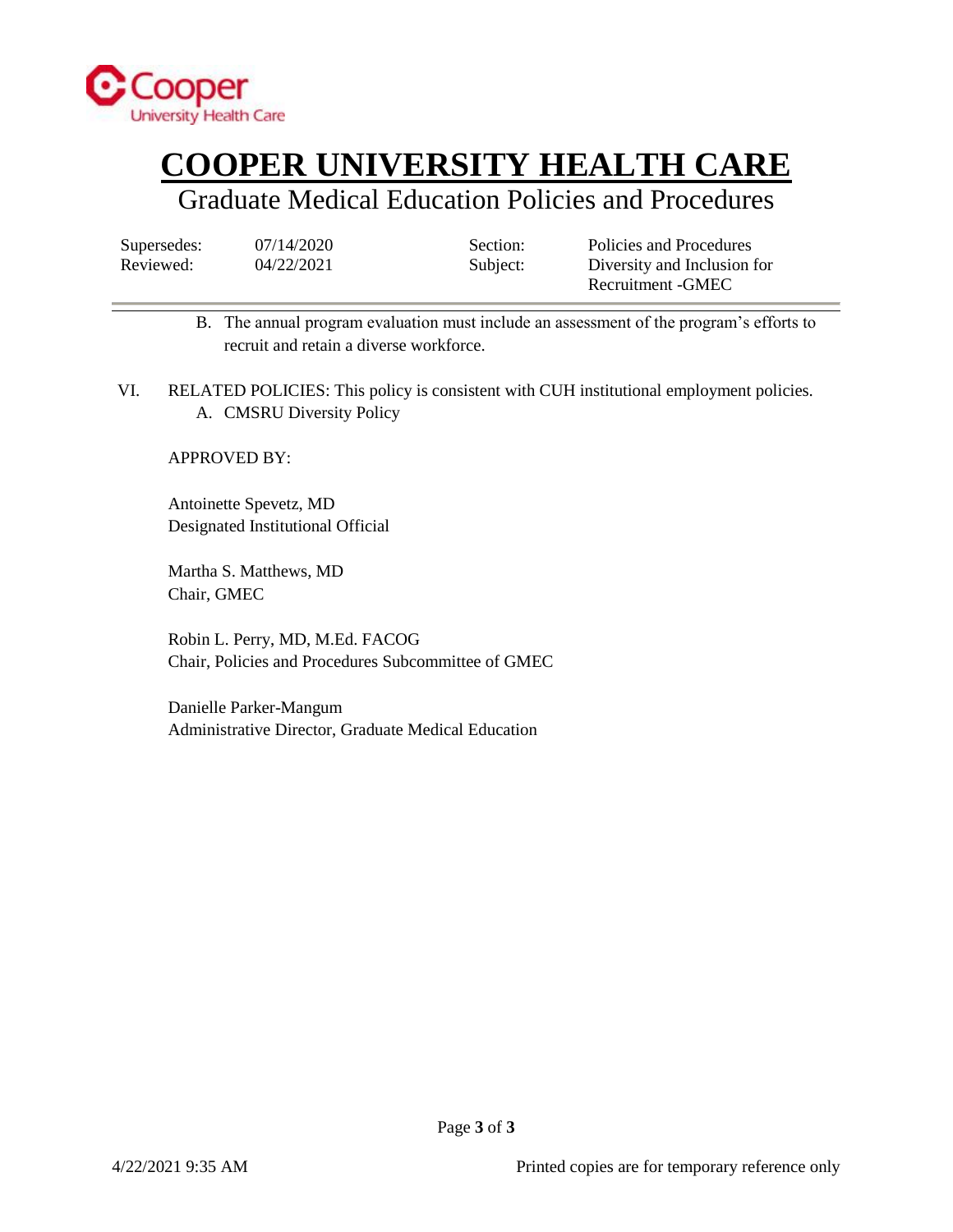B. The annual program evaluation must include an assessment of the program's efforts to recruit and retain a diverse workforce.

VI. RELATED POLICIES: This policy is consistent with CUH institutional employment policies.
   A. CMSRU Diversity Policy

APPROVED BY:

Antoinette Spevetz, MD
Designated Institutional Official

Martha S. Matthews, MD
Chair, GMEC

Robin L. Perry, MD, M.Ed. FACOG
Chair, Policies and Procedures Subcommittee of GMEC

Danielle Parker-Mangum
Administrative Director, Graduate Medical Education